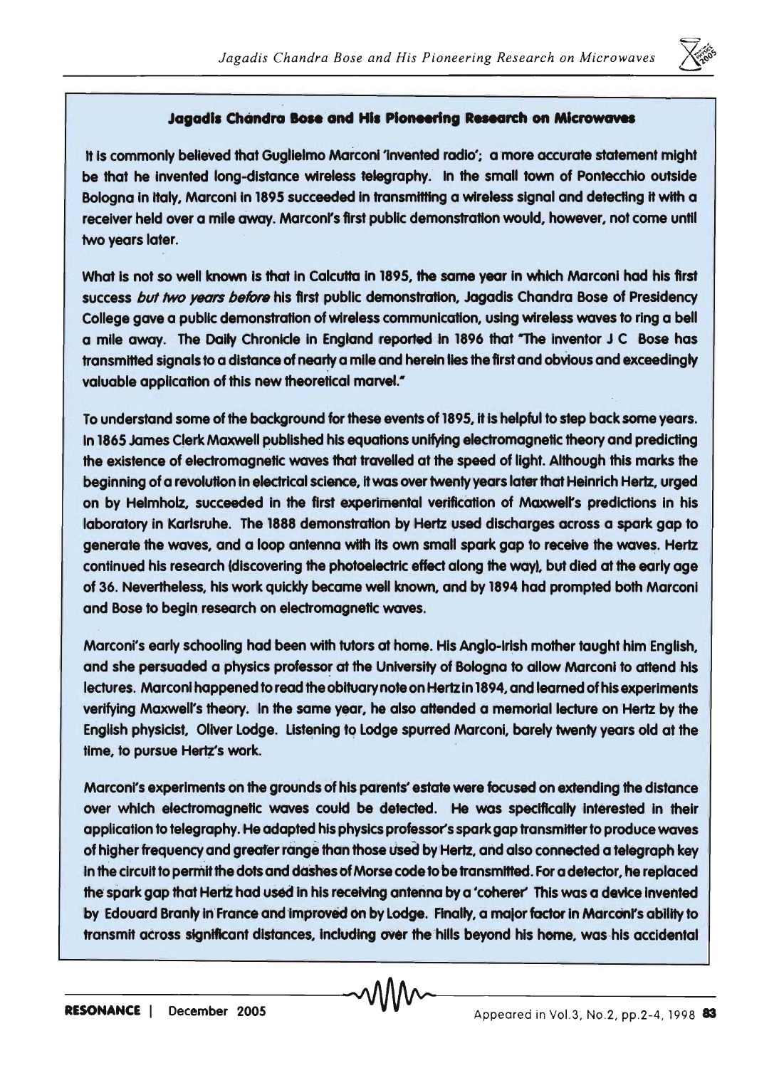### Jagadis Chandra Bose and His Pioneering Research on Microwaves

It is commonly believed that Guglielmo Marconi 'invented radio'; a more accurate statement might be that he invented long-distance wireless telegraphy. In the small town of Pontecchio outside Bologna in Italy, Marconi in 1895 succeeded in transmitting a wireless signal and detecting it with a receiver held over a mile away. Marconi's first public demonstration would, however, not come until two years later.

What is not so well known is that in Calcutta in 1895, the same year in which Marconi had his first success *but two years before* his first public demonstration, Jagadis Chandra Bose of Presidency College gave a public demonstration of wireless communication, using wireless waves to ring a bell a mile away. The Daily Chronicle in England reported in 1896 that "The inventor J C Bose has transmitted signals to a distance of nearly a mile and herein lies the first and obvious and exceedingly valuable application of this new theoretical marvel."

To understand some of the background for these events of 1895, it is helpful to step back some years. In 1865 James Clerk Maxwell published his equations unifying electromagnetic theory and predicting the existence of electromagnetic waves that travelled at the speed of light. Although this marks the beginning of a revolution in electrical science, it was over twenty years later that Heinrich Hertz, urged on by Helmholz, succeeded in the first experimental verification of Maxwell's predictions in his laboratory in Karlsruhe. The 1888 demonstration by Hertz used discharges across a spark gap to generate the waves, and a loop antenna with its own small spark gap to receive the waves. Hertz continued his research (discovering the photoelectric effect along the way), but died at the early age of 36. Nevertheless, his work quickly became well known, and by 1894 had prompted both Marconi and Bose to begin research on electromagnetic waves.

Marconi's early schooling had been with tutors at home. His Anglo-Irish mother taught him English, and she persuaded a physics professor at the University of Bologna to allow Marconi to attend his lectures. Marconi happened to read the obituary note on Hertz in 1894, and learned of his experiments verifying Maxwell's theory. In the same year, he also attended a memorial lecture on Hertz by the English physicist, Oliver Lodge. Listening to Lodge spurred Marconi, barely twenty years old at the time, to pursue Hertz's work.

Marconi's experiments on the grounds of his parents' estate were focused on extending the distance over which electromagnetic waves could be detected. He was specifically interested in their application to telegraphy. He adapted his physics professor's spark gap transmitter to produce waves of higher frequency and greater range than those used by Hertz, and also connected a telegraph key in the circuit to permit the dots and dashes of Morse code to be transmitted. For a detector, he replaced the spark gap that Hertz had used in his receiving antenna by a 'coherer' This was a device invented by Edouard Branly in France and improved on by Lodge. Finally, a major factor in Marconi's ability to transmit across significant distances, including over the hills beyond his home, was his accidental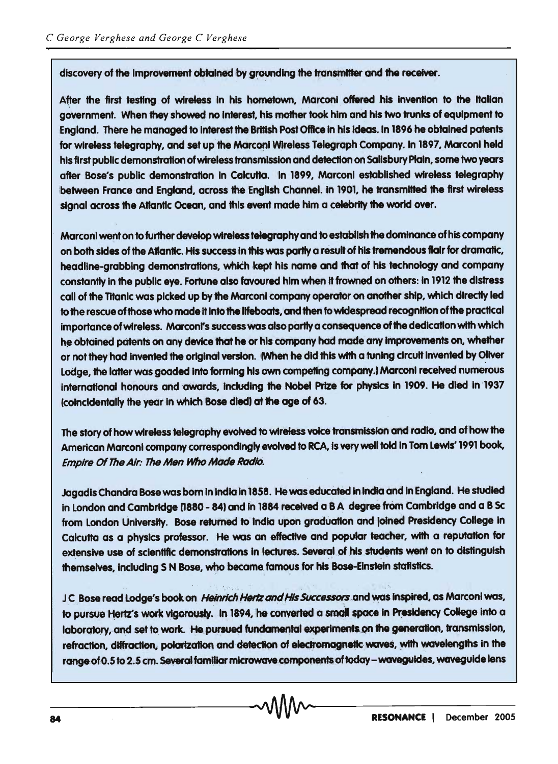discovery of the improvement obtained by grounding the transmitter and the receiver.

After the first testing of wireless in his hometown, Marconi offered his invention to the Italian government. When they showed no interest, his mother took him and his two trunks of equipment to England. There he managed to interest the British Post Office in his ideas. In 1896 he obtained patents for wireless telegraphy, and set up the Marconi Wireless Telegraph Company. In 1897, Marconi held his first public demonstration of wireless transmission and detection on Salisbury Plain, some two years after Bose's public demonstration in Calcutta. In 1899, Marconi established wireless telegraphy between France and England, across the English Channel. In 1901, he transmitted the first wireless signal across the Atlantic Ocean, and this event made him a celebrity the world over.

Marconi went on to further develop wireless telegraphy and to establish the dominance of his company on both sides of the Atlantic. His success in this was partly a result of his tremendous flair for dramatic, headline-grabbing demonstrations, which kept his name and that of his technology and company constantly in the public eye. Fortune also favoured him when it frowned on others: in 1912 the distress call of the Titanic was picked up by the Marconi company operator on another ship, which directly led to the rescue of those who made it into the lifeboats, and then to widespread recognition of the practical importance of wireless. Marconi's success was also partly a consequence of the dedication with which he obtained patents on any device that he or his company had made any improvements on, whether or not they had invented the original version. (When he did this with a tuning circuit invented by Oliver Lodge, the latter was goaded into forming his own competing company.) Marconi received numerous international honours and awards, including the Nobel Prize for physics in 1909. He died in 1937 (coincidentally the year in which Bose died) at the age of 63.

The story of how wireless telegraphy evolved to wireless voice transmission and radio, and of how the American Marconi company correspondingly evolved to RCA, is very well told in Tom Lewis' 1991 book, *Empire Of The Air: The Men Who Made Radio.*

Jagadis Chandra Bose was born in India in 1858. He was educated in India and in England. He studied in London and Cambridge (1880 - 84) and in 1884 received a B A degree from Cambridge and a B Sc from London University. Bose returned to India upon graduation and joined Presidency College in Calcutta as a physics professor. He was an effective and popular teacher, with a reputation for extensive use of scientific demonstrations in lectures. Several of his students went on to distinguish themselves, including S N Bose, who became famous for his Bose-Einstein statistics.

J C Bose read Lodge's book on *Heinrich Hertz and His Successors* and was inspired, as Marconi was, to pursue Hertz's work vigorously. In 1894, he converted a small space in Presidency College into a laboratory, and set to work. He pursued fundamental experiments on the generation, transmission, refraction, diffraction, polarization and detection of electromagnetic waves, with wavelengths in the range of 0.5 to 2.5 cm. Several familiar microwave components of today – waveguides, waveguide lens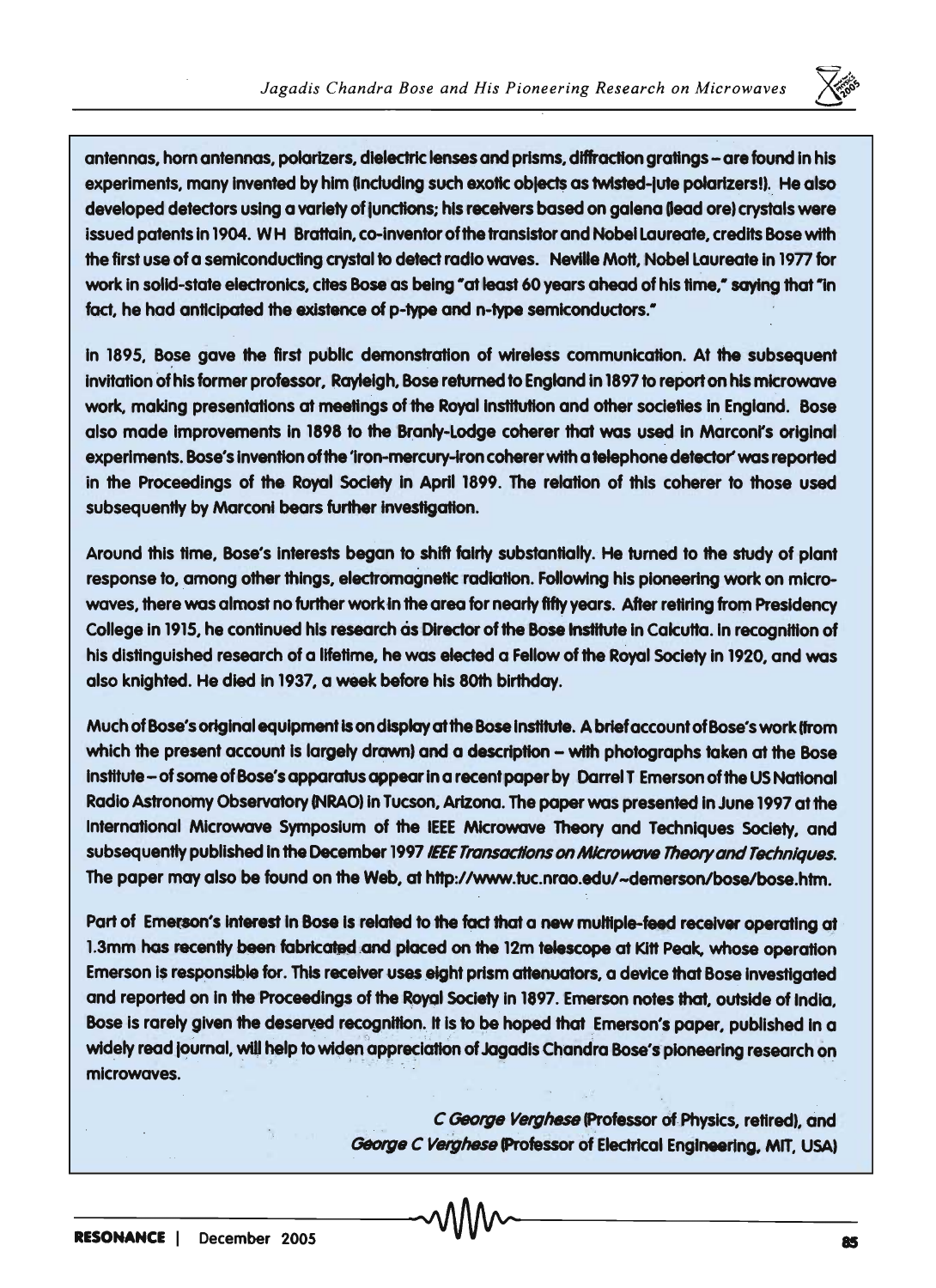antennas, horn antennas, polarizers, dielectric lenses and prisms, diffraction gratings – are found in his experiments, many invented by him (including such exotic objects as twisted-jute polarizers!). He also developed detectors using a variety of junctions; his receivers based on galena (lead ore) crystals were issued patents in 1904. W H Brattain, co-inventor of the transistor and Nobel Laureate, credits Bose with the first use of a semiconducting crystal to detect radio waves. Neville Mott, Nobel Laureate in 1977 for work in solid-state electronics, cites Bose as being "at least 60 years ahead of his time," saying that "in fact, he had anticipated the existence of p-type and n-type semiconductors."

In 1895, Bose gave the first public demonstration of wireless communication. At the subsequent invitation of his former professor, Rayleigh, Bose returned to England in 1897 to report on his microwave work, making presentations at meetings of the Royal Institution and other societies in England. Bose also made improvements in 1898 to the Branly-Lodge coherer that was used in Marconi's original experiments. Bose's invention of the 'iron-mercury-iron coherer with a telephone detector' was reported in the Proceedings of the Royal Society in April 1899. The relation of this coherer to those used subsequently by Marconi bears further investigation.

Around this time, Bose's interests began to shift fairly substantially. He turned to the study of plant response to, among other things, electromagnetic radiation. Following his pioneering work on microwaves, there was almost no further work in the area for nearly fifty years. After retiring from Presidency College in 1915, he continued his research as Director of the Bose Institute in Calcutta. In recognition of his distinguished research of a lifetime, he was elected a Fellow of the Royal Society in 1920, and was also knighted. He died in 1937, a week before his 80th birthday.

Much of Bose's original equipment is on display at the Bose Institute. A brief account of Bose's work (from which the present account is largely drawn) and a description – with photographs taken at the Bose Institute – of some of Bose's apparatus appear in a recent paper by Darrel T Emerson of the US National Radio Astronomy Observatory (NRAO) in Tucson, Arizona. The paper was presented in June 1997 at the International Microwave Symposium of the IEEE Microwave Theory and Techniques Society, and subsequently published in the December 1997 *IEEE Transactions on Microwave Theory and Techniques*. The paper may also be found on the Web, at http://www.tuc.nrao.edu/~demerson/bose/bose.htm.

Part of Emerson's interest in Bose is related to the fact that a new multiple-feed receiver operating at 1.3mm has recently been fabricated and placed on the 12m telescope at Kitt Peak, whose operation Emerson is responsible for. This receiver uses eight prism attenuators, a device that Bose investigated and reported on in the Proceedings of the Royal Society in 1897. Emerson notes that, outside of India, Bose is rarely given the deserved recognition. It is to be hoped that Emerson's paper, published in a widely read journal, will help to widen appreciation of Jagadis Chandra Bose's pioneering research on microwaves.

*C George Verghese* (Professor of Physics, retired), and
*George C Verghese* (Professor of Electrical Engineering, MIT, USA)